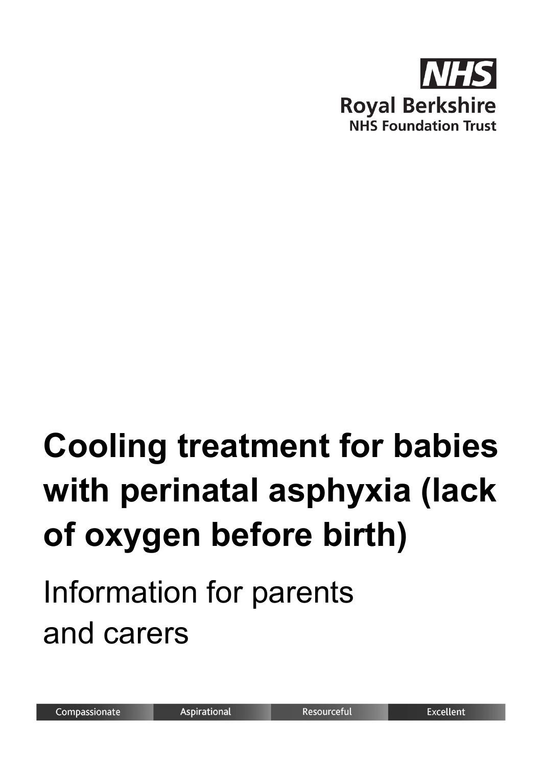NHS

Royal Berkshire
NHS Foundation Trust

# Cooling treatment for babies with perinatal asphyxia (lack of oxygen before birth)

## Information for parents and carers

Compassionate | Aspirational | Resourceful | Excellent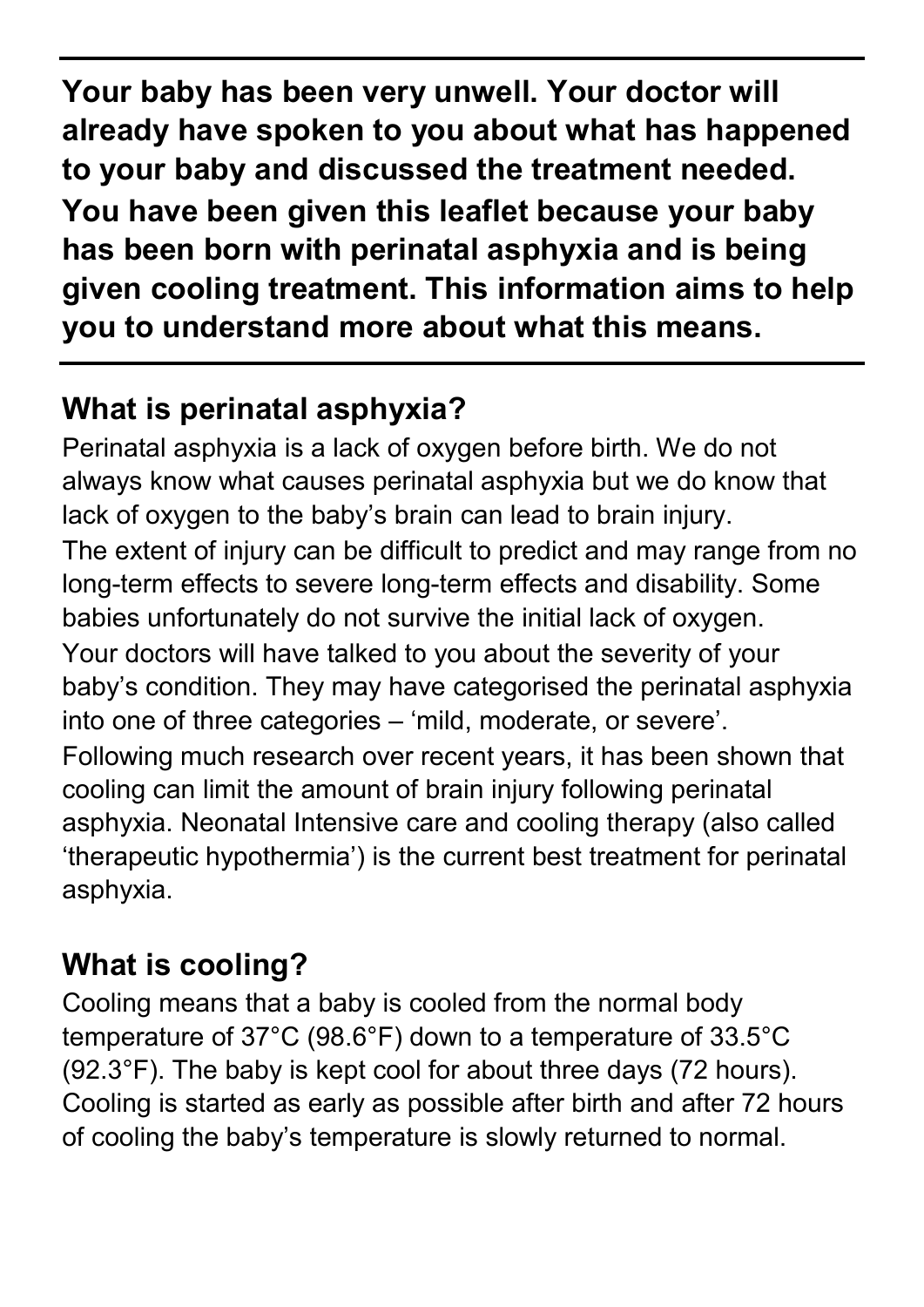**Your baby has been very unwell. Your doctor will already have spoken to you about what has happened to your baby and discussed the treatment needed. You have been given this leaflet because your baby has been born with perinatal asphyxia and is being given cooling treatment. This information aims to help you to understand more about what this means.**

---

## What is perinatal asphyxia?

Perinatal asphyxia is a lack of oxygen before birth. We do not always know what causes perinatal asphyxia but we do know that lack of oxygen to the baby's brain can lead to brain injury.

The extent of injury can be difficult to predict and may range from no long-term effects to severe long-term effects and disability. Some babies unfortunately do not survive the initial lack of oxygen.

Your doctors will have talked to you about the severity of your baby's condition. They may have categorised the perinatal asphyxia into one of three categories – 'mild, moderate, or severe'.

Following much research over recent years, it has been shown that cooling can limit the amount of brain injury following perinatal asphyxia. Neonatal Intensive care and cooling therapy (also called 'therapeutic hypothermia') is the current best treatment for perinatal asphyxia.

## What is cooling?

Cooling means that a baby is cooled from the normal body temperature of 37°C (98.6°F) down to a temperature of 33.5°C (92.3°F). The baby is kept cool for about three days (72 hours). Cooling is started as early as possible after birth and after 72 hours of cooling the baby's temperature is slowly returned to normal.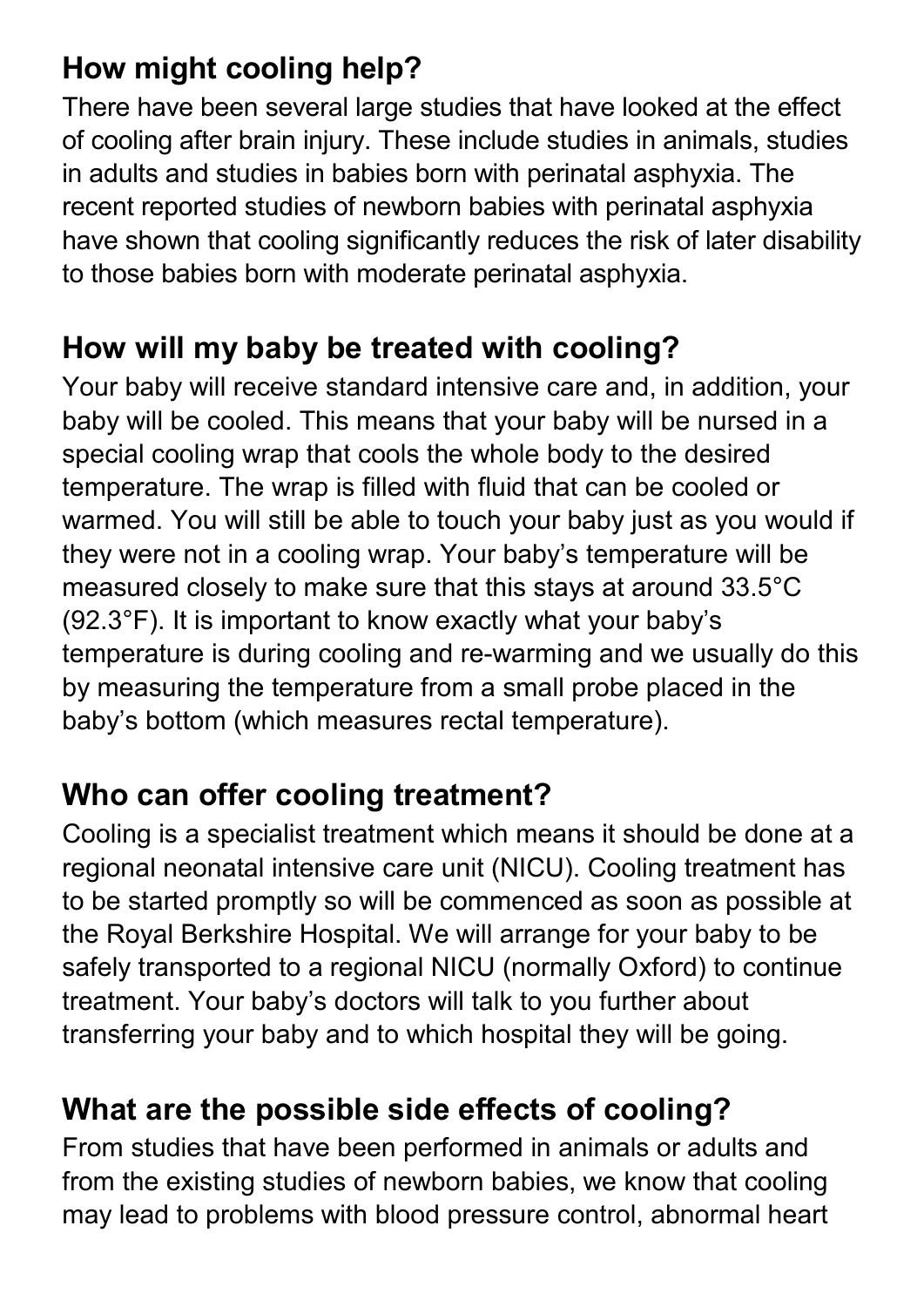## How might cooling help?

There have been several large studies that have looked at the effect of cooling after brain injury. These include studies in animals, studies in adults and studies in babies born with perinatal asphyxia. The recent reported studies of newborn babies with perinatal asphyxia have shown that cooling significantly reduces the risk of later disability to those babies born with moderate perinatal asphyxia.

## How will my baby be treated with cooling?

Your baby will receive standard intensive care and, in addition, your baby will be cooled. This means that your baby will be nursed in a special cooling wrap that cools the whole body to the desired temperature. The wrap is filled with fluid that can be cooled or warmed. You will still be able to touch your baby just as you would if they were not in a cooling wrap. Your baby's temperature will be measured closely to make sure that this stays at around 33.5°C (92.3°F). It is important to know exactly what your baby's temperature is during cooling and re-warming and we usually do this by measuring the temperature from a small probe placed in the baby's bottom (which measures rectal temperature).

## Who can offer cooling treatment?

Cooling is a specialist treatment which means it should be done at a regional neonatal intensive care unit (NICU). Cooling treatment has to be started promptly so will be commenced as soon as possible at the Royal Berkshire Hospital. We will arrange for your baby to be safely transported to a regional NICU (normally Oxford) to continue treatment. Your baby's doctors will talk to you further about transferring your baby and to which hospital they will be going.

## What are the possible side effects of cooling?

From studies that have been performed in animals or adults and from the existing studies of newborn babies, we know that cooling may lead to problems with blood pressure control, abnormal heart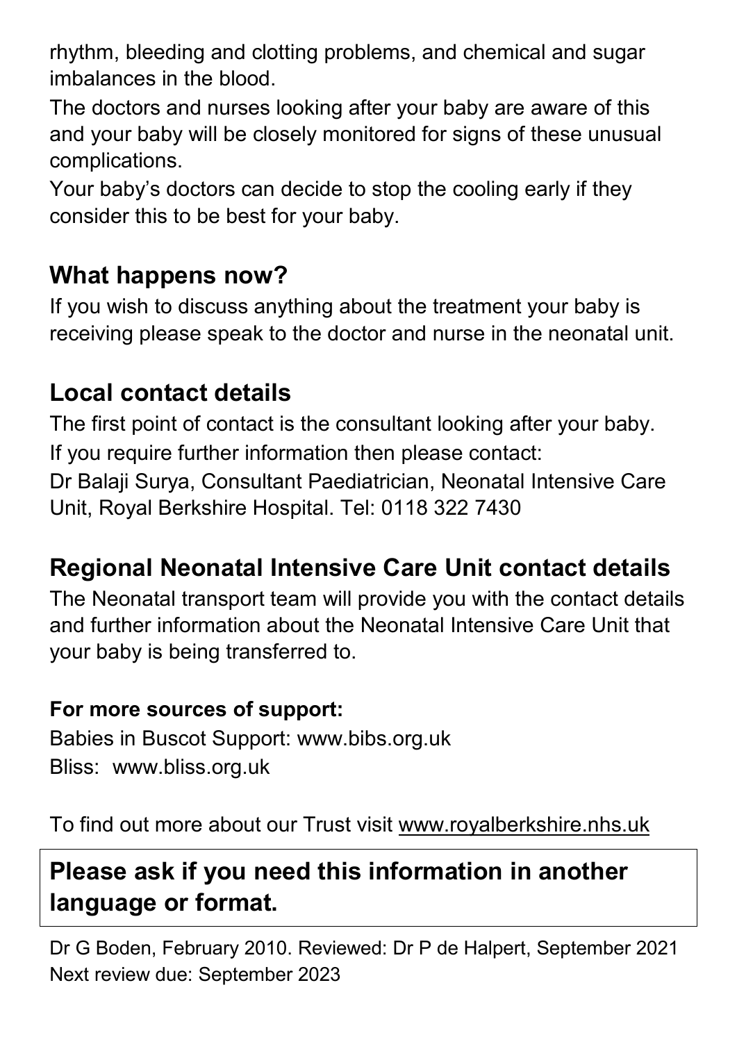rhythm, bleeding and clotting problems, and chemical and sugar imbalances in the blood.

The doctors and nurses looking after your baby are aware of this and your baby will be closely monitored for signs of these unusual complications.

Your baby's doctors can decide to stop the cooling early if they consider this to be best for your baby.

## What happens now?

If you wish to discuss anything about the treatment your baby is receiving please speak to the doctor and nurse in the neonatal unit.

## Local contact details

The first point of contact is the consultant looking after your baby.

If you require further information then please contact:

Dr Balaji Surya, Consultant Paediatrician, Neonatal Intensive Care Unit, Royal Berkshire Hospital. Tel: 0118 322 7430

## Regional Neonatal Intensive Care Unit contact details

The Neonatal transport team will provide you with the contact details and further information about the Neonatal Intensive Care Unit that your baby is being transferred to.

**For more sources of support:**

Babies in Buscot Support: www.bibs.org.uk

Bliss: www.bliss.org.uk

To find out more about our Trust visit www.royalberkshire.nhs.uk

**Please ask if you need this information in another language or format.**

Dr G Boden, February 2010. Reviewed: Dr P de Halpert, September 2021
Next review due: September 2023